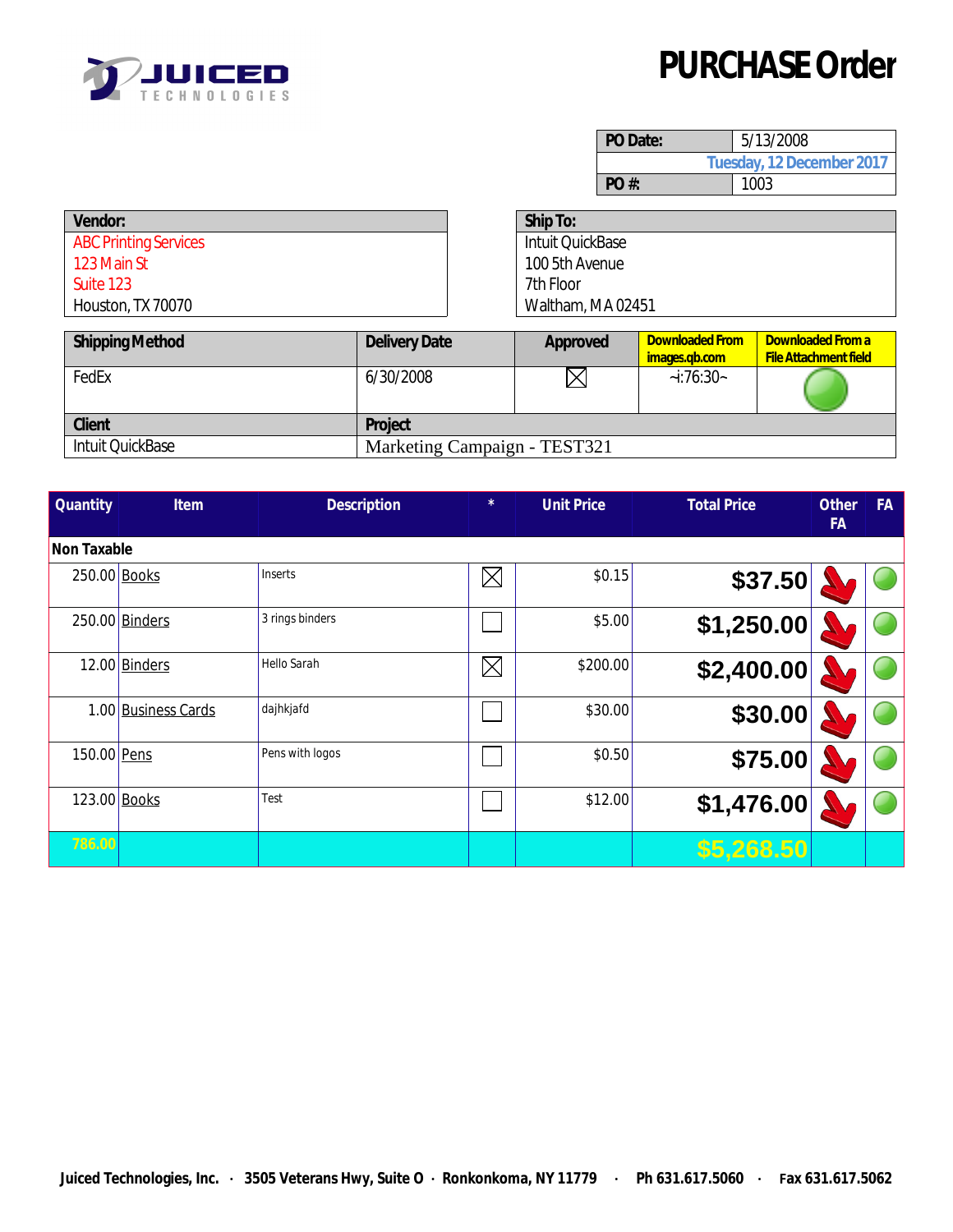# PURCHASE Order

| PO Date: | 5/13/2008 |
|---|---|
| | Tuesday, 12 December 2017 |
| PO #: | 1003 |

| Vendor: |
|---|
| ABC Printing Services |
| 123 Main St |
| Suite 123 |
| Houston, TX 70070 |

| Ship To: |
|---|
| Intuit QuickBase |
| 100 5th Avenue |
| 7th Floor |
| Waltham, MA 02451 |

| Shipping Method | Delivery Date | Approved | Downloaded From images.qb.com | Downloaded From a File Attachment field |
|---|---|---|---|---|
| FedEx | 6/30/2008 | ☒ | ~i:76:30~ | |

| Client | Project |
|---|---|
| Intuit QuickBase | Marketing Campaign - TEST321 |

| Quantity | Item | Description | * | Unit Price | Total Price | Other FA | FA |
|---|---|---|---|---|---|---|---|
| **Non Taxable** | | | | | | | |
| 250.00 | Books | Inserts | ☒ | $0.15 | $37.50 | | |
| 250.00 | Binders | 3 rings binders | ☐ | $5.00 | $1,250.00 | | |
| 12.00 | Binders | Hello Sarah | ☒ | $200.00 | $2,400.00 | | |
| 1.00 | Business Cards | dajhkjafd | ☐ | $30.00 | $30.00 | | |
| 150.00 | Pens | Pens with logos | ☐ | $0.50 | $75.00 | | |
| 123.00 | Books | Test | ☐ | $12.00 | $1,476.00 | | |
| 786.00 | | | | | $5,268.50 | | |

Juiced Technologies, Inc. · 3505 Veterans Hwy, Suite O · Ronkonkoma, NY 11779 · Ph 631.617.5060 · Fax 631.617.5062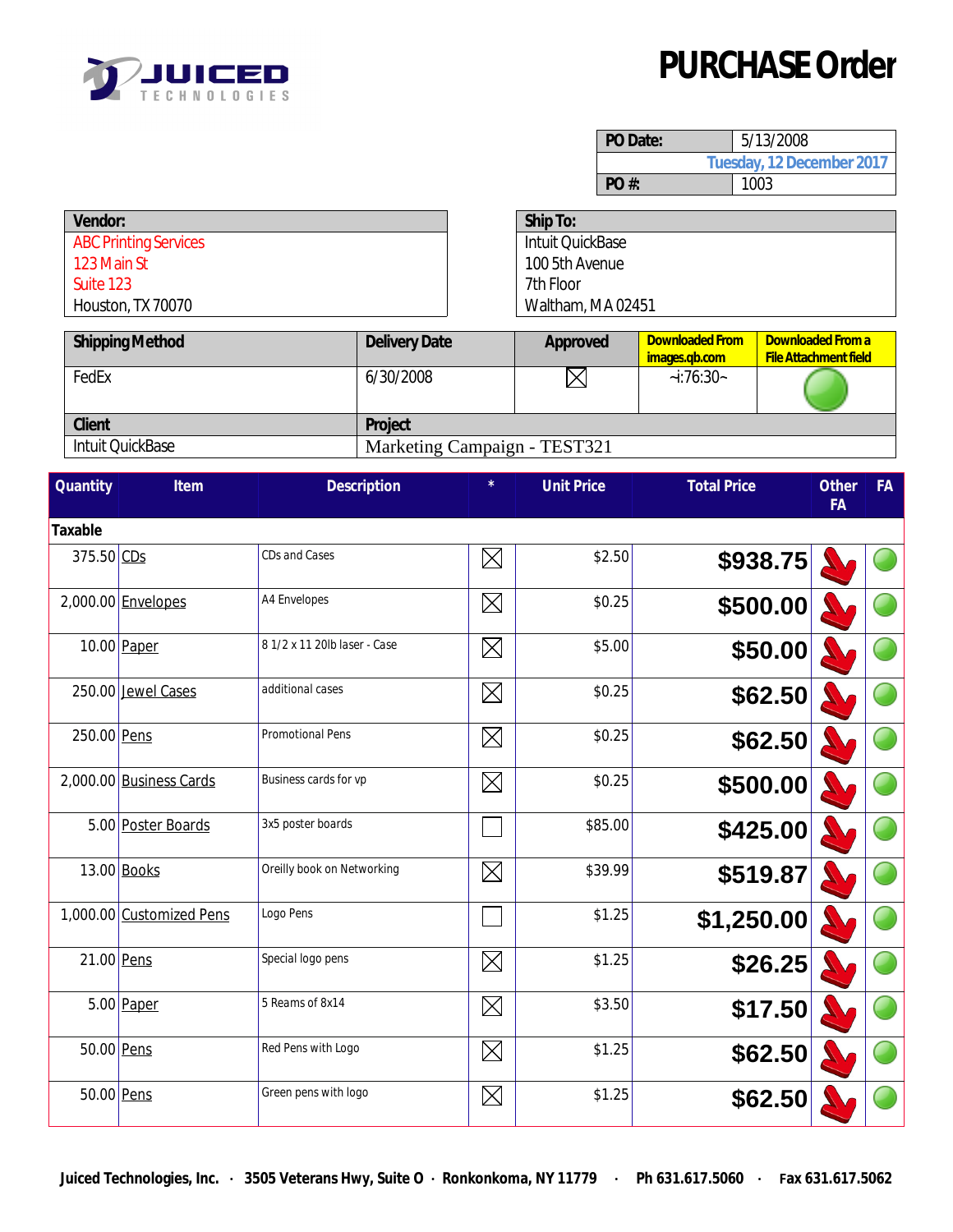JUICED TECHNOLOGIES

# PURCHASE Order

| PO Date: | 5/13/2008 |
|---|---|
| | Tuesday, 12 December 2017 |
| PO #: | 1003 |

| Vendor: |
|---|
| ABC Printing Services |
| 123 Main St |
| Suite 123 |
| Houston, TX 70070 |

| Ship To: |
|---|
| Intuit QuickBase |
| 100 5th Avenue |
| 7th Floor |
| Waltham, MA 02451 |

| Shipping Method | Delivery Date | Approved | Downloaded From images.qb.com | Downloaded From a File Attachment field |
|---|---|---|---|---|
| FedEx | 6/30/2008 | ☒ | ~i:76:30~ | |

| Client | Project |
|---|---|
| Intuit QuickBase | Marketing Campaign - TEST321 |

| Quantity | Item | Description | * | Unit Price | Total Price | Other FA | FA |
|---|---|---|---|---|---|---|---|
| **Taxable** | | | | | | | |
| 375.50 | CDs | CDs and Cases | ☒ | $2.50 | $938.75 | | |
| 2,000.00 | Envelopes | A4 Envelopes | ☒ | $0.25 | $500.00 | | |
| 10.00 | Paper | 8 1/2 x 11 20lb laser - Case | ☒ | $5.00 | $50.00 | | |
| 250.00 | Jewel Cases | additional cases | ☒ | $0.25 | $62.50 | | |
| 250.00 | Pens | Promotional Pens | ☒ | $0.25 | $62.50 | | |
| 2,000.00 | Business Cards | Business cards for vp | ☒ | $0.25 | $500.00 | | |
| 5.00 | Poster Boards | 3x5 poster boards | ☐ | $85.00 | $425.00 | | |
| 13.00 | Books | Oreilly book on Networking | ☒ | $39.99 | $519.87 | | |
| 1,000.00 | Customized Pens | Logo Pens | ☐ | $1.25 | $1,250.00 | | |
| 21.00 | Pens | Special logo pens | ☒ | $1.25 | $26.25 | | |
| 5.00 | Paper | 5 Reams of 8x14 | ☒ | $3.50 | $17.50 | | |
| 50.00 | Pens | Red Pens with Logo | ☒ | $1.25 | $62.50 | | |
| 50.00 | Pens | Green pens with logo | ☒ | $1.25 | $62.50 | | |

Juiced Technologies, Inc. · 3505 Veterans Hwy, Suite O · Ronkonkoma, NY 11779 · Ph 631.617.5060 · Fax 631.617.5062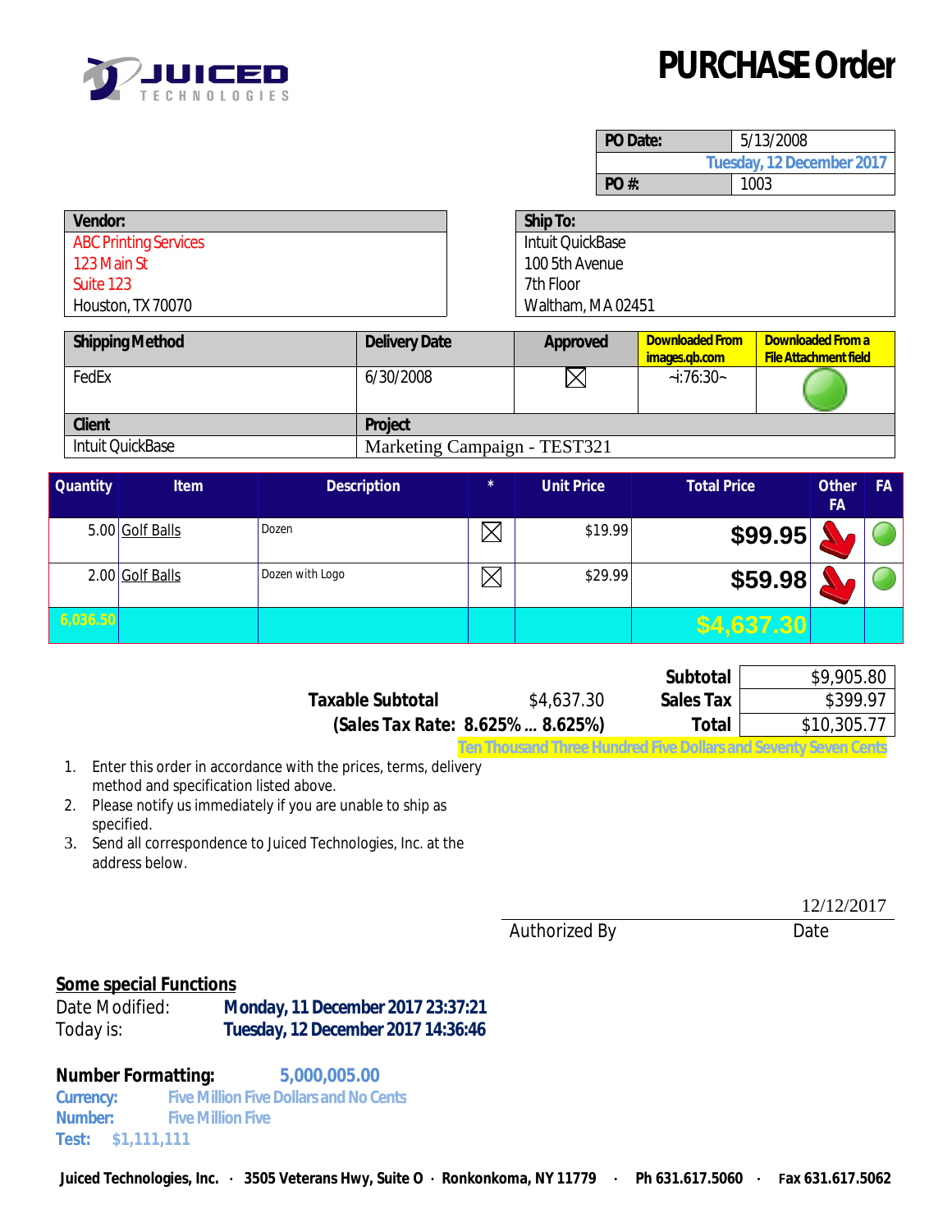# PURCHASE Order

JUICED TECHNOLOGIES

| | |
|---|---|
| **PO Date:** | 5/13/2008 |
| | Tuesday, 12 December 2017 |
| **PO #:** | 1003 |

| **Vendor:** |
|---|
| ABC Printing Services |
| 123 Main St |
| Suite 123 |
| Houston, TX 70070 |

| **Ship To:** |
|---|
| Intuit QuickBase |
| 100 5th Avenue |
| 7th Floor |
| Waltham, MA 02451 |

| Shipping Method | Delivery Date | Approved | Downloaded From images.qb.com | Downloaded From a File Attachment field |
|---|---|---|---|---|
| FedEx | 6/30/2008 | ☒ | ~i:76:30~ | |
| **Client** | **Project** | | | |
| Intuit QuickBase | Marketing Campaign - TEST321 | | | |

| Quantity | Item | Description | * | Unit Price | Total Price | Other FA | FA |
|---|---|---|---|---|---|---|---|
| 5.00 | Golf Balls | Dozen | ☒ | $19.99 | $99.95 | | |
| 2.00 | Golf Balls | Dozen with Logo | ☒ | $29.99 | $59.98 | | |
| 6,036.50 | | | | | $4,637.30 | | |

| | | | |
|---|---|---|---|
| | | **Subtotal** | $9,905.80 |
| **Taxable Subtotal** | $4,637.30 | **Sales Tax** | $399.97 |
| **(Sales Tax Rate: 8.625% ... 8.625%)** | | **Total** | $10,305.77 |

Ten Thousand Three Hundred Five Dollars and Seventy Seven Cents

1. Enter this order in accordance with the prices, terms, delivery method and specification listed above.
2. Please notify us immediately if you are unable to ship as specified.
3. Send all correspondence to Juiced Technologies, Inc. at the address below.

12/12/2017

Authorized By — Date

**Some special Functions**

Date Modified: **Monday, 11 December 2017 23:37:21**

Today is: **Tuesday, 12 December 2017 14:36:46**

**Number Formatting:** 5,000,005.00

**Currency:** Five Million Five Dollars and No Cents

**Number:** Five Million Five

**Test:** $1,111,111

**Juiced Technologies, Inc. · 3505 Veterans Hwy, Suite O · Ronkonkoma, NY 11779 · Ph 631.617.5060 · Fax 631.617.5062**